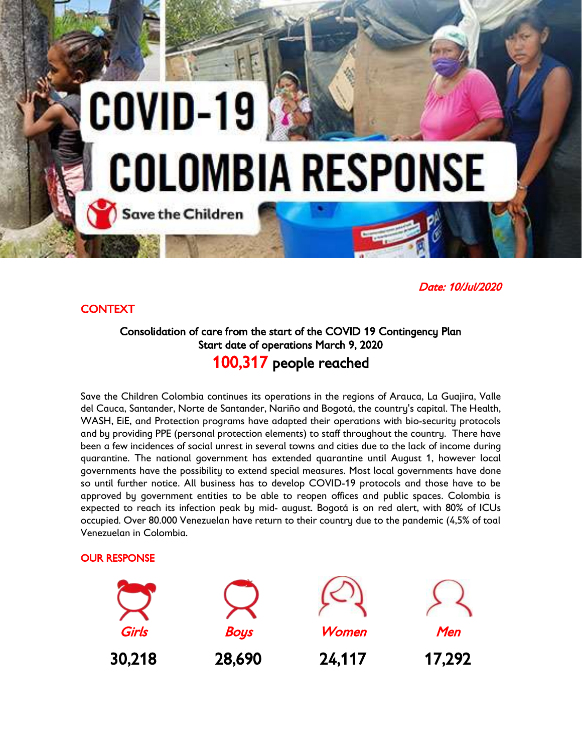# COVID-19 COLOMBIA RESPONSE

Save the Children

*Date: 10/Jul/2020*

## CONTEXT

**Consolidation of care from the start of the COVID 19 Contingency Plan**
**Start date of operations March 9, 2020**

**100,317 people reached**

Save the Children Colombia continues its operations in the regions of Arauca, La Guajira, Valle del Cauca, Santander, Norte de Santander, Nariño and Bogotá, the country's capital. The Health, WASH, EiE, and Protection programs have adapted their operations with bio-security protocols and by providing PPE (personal protection elements) to staff throughout the country. There have been a few incidences of social unrest in several towns and cities due to the lack of income during quarantine. The national government has extended quarantine until August 1, however local governments have the possibility to extend special measures. Most local governments have done so until further notice. All business has to develop COVID-19 protocols and those have to be approved by government entities to be able to reopen offices and public spaces. Colombia is expected to reach its infection peak by mid- august. Bogotá is on red alert, with 80% of ICUs occupied. Over 80.000 Venezuelan have return to their country due to the pandemic (4,5% of toal Venezuelan in Colombia.

## OUR RESPONSE

| *Girls* | *Boys* | *Women* | *Men* |
|---|---|---|---|
| **30,218** | **28,690** | **24,117** | **17,292** |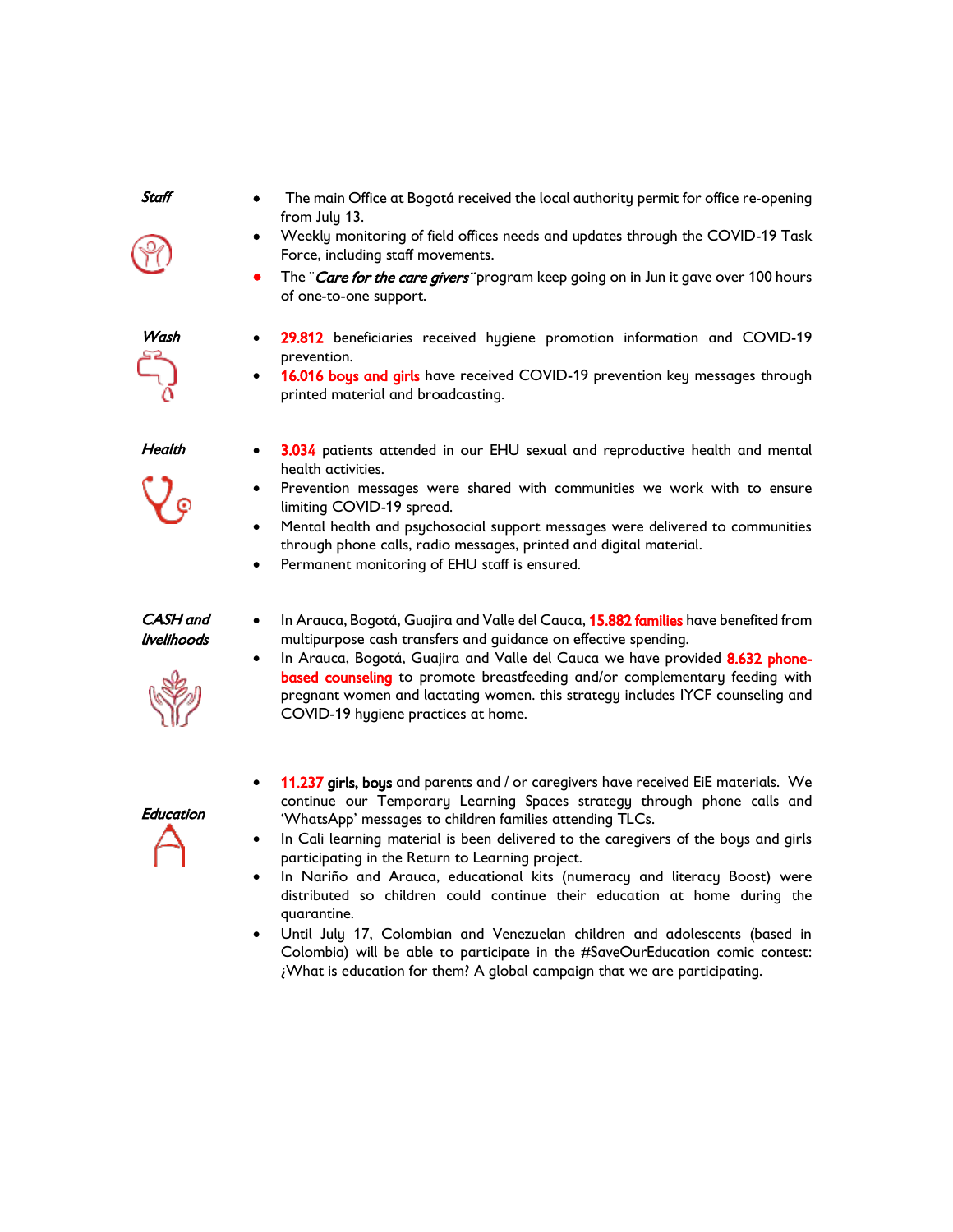*Staff*

- The main Office at Bogotá received the local authority permit for office re-opening from July 13.
- Weekly monitoring of field offices needs and updates through the COVID-19 Task Force, including staff movements.
- The ¨*Care for the care givers*¨program keep going on in Jun it gave over 100 hours of one-to-one support.

*Wash*

- 29.812 beneficiaries received hygiene promotion information and COVID-19 prevention.
- 16.016 boys and girls have received COVID-19 prevention key messages through printed material and broadcasting.

*Health*

- 3.034 patients attended in our EHU sexual and reproductive health and mental health activities.
- Prevention messages were shared with communities we work with to ensure limiting COVID-19 spread.
- Mental health and psychosocial support messages were delivered to communities through phone calls, radio messages, printed and digital material.
- Permanent monitoring of EHU staff is ensured.

*CASH and livelihoods*

- In Arauca, Bogotá, Guajira and Valle del Cauca, 15.882 families have benefited from multipurpose cash transfers and guidance on effective spending.
- In Arauca, Bogotá, Guajira and Valle del Cauca we have provided 8.632 phone-based counseling to promote breastfeeding and/or complementary feeding with pregnant women and lactating women. this strategy includes IYCF counseling and COVID-19 hygiene practices at home.

*Education*

- 11.237 girls, boys and parents and / or caregivers have received EiE materials. We continue our Temporary Learning Spaces strategy through phone calls and 'WhatsApp' messages to children families attending TLCs.
- In Cali learning material is been delivered to the caregivers of the boys and girls participating in the Return to Learning project.
- In Nariño and Arauca, educational kits (numeracy and literacy Boost) were distributed so children could continue their education at home during the quarantine.
- Until July 17, Colombian and Venezuelan children and adolescents (based in Colombia) will be able to participate in the #SaveOurEducation comic contest: ¿What is education for them? A global campaign that we are participating.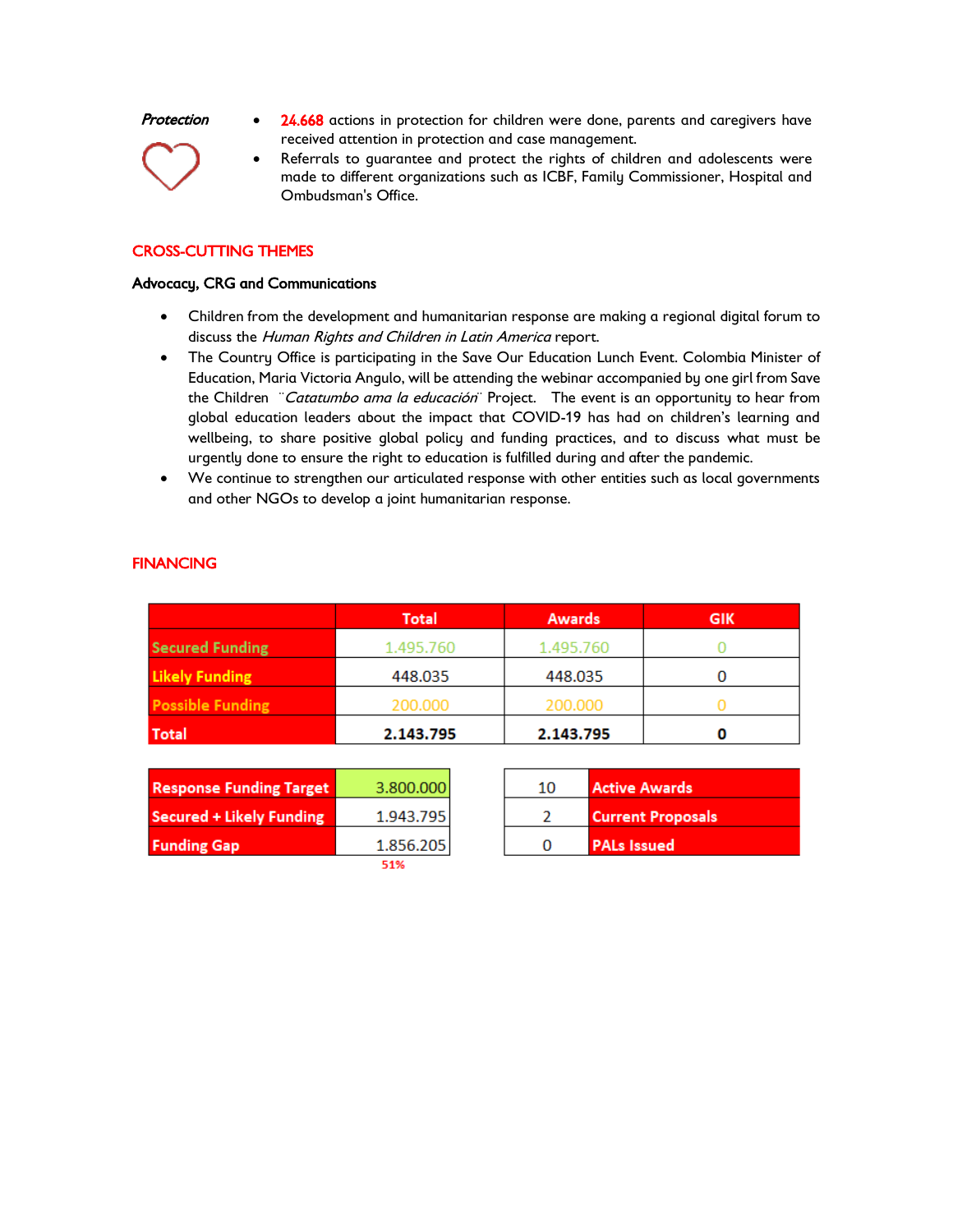**Protection**

- 24.668 actions in protection for children were done, parents and caregivers have received attention in protection and case management.
- Referrals to guarantee and protect the rights of children and adolescents were made to different organizations such as ICBF, Family Commissioner, Hospital and Ombudsman's Office.

## CROSS-CUTTING THEMES

### Advocacy, CRG and Communications

- Children from the development and humanitarian response are making a regional digital forum to discuss the *Human Rights and Children in Latin America* report.
- The Country Office is participating in the Save Our Education Lunch Event. Colombia Minister of Education, Maria Victoria Angulo, will be attending the webinar accompanied by one girl from Save the Children ¨*Catatumbo ama la educación*¨ Project. The event is an opportunity to hear from global education leaders about the impact that COVID-19 has had on children's learning and wellbeing, to share positive global policy and funding practices, and to discuss what must be urgently done to ensure the right to education is fulfilled during and after the pandemic.
- We continue to strengthen our articulated response with other entities such as local governments and other NGOs to develop a joint humanitarian response.

## FINANCING

| | Total | Awards | GIK |
|---|---|---|---|
| Secured Funding | 1.495.760 | 1.495.760 | 0 |
| Likely Funding | 448.035 | 448.035 | 0 |
| Possible Funding | 200.000 | 200.000 | 0 |
| **Total** | **2.143.795** | **2.143.795** | **0** |

| | |
|---|---|
| Response Funding Target | 3.800.000 |
| Secured + Likely Funding | 1.943.795 |
| Funding Gap | 1.856.205 |
| | 51% |

| | |
|---|---|
| 10 | Active Awards |
| 2 | Current Proposals |
| 0 | PALs Issued |